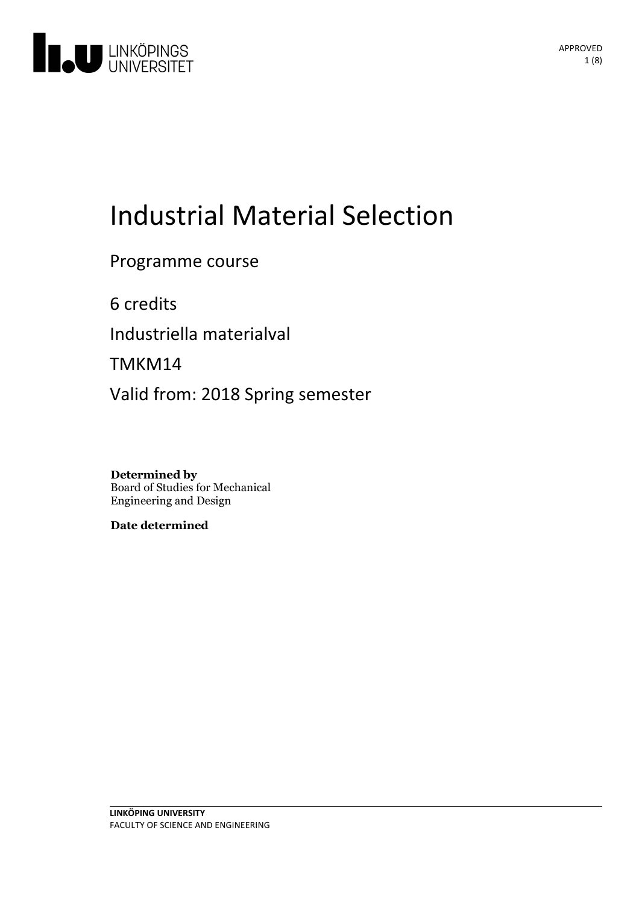# Industrial Material Selection

Programme course

6 credits

Industriella materialval

TMKM14

Valid from: 2018 Spring semester

**Determined by**
Board of Studies for Mechanical Engineering and Design

**Date determined**

**LINKÖPING UNIVERSITY**
FACULTY OF SCIENCE AND ENGINEERING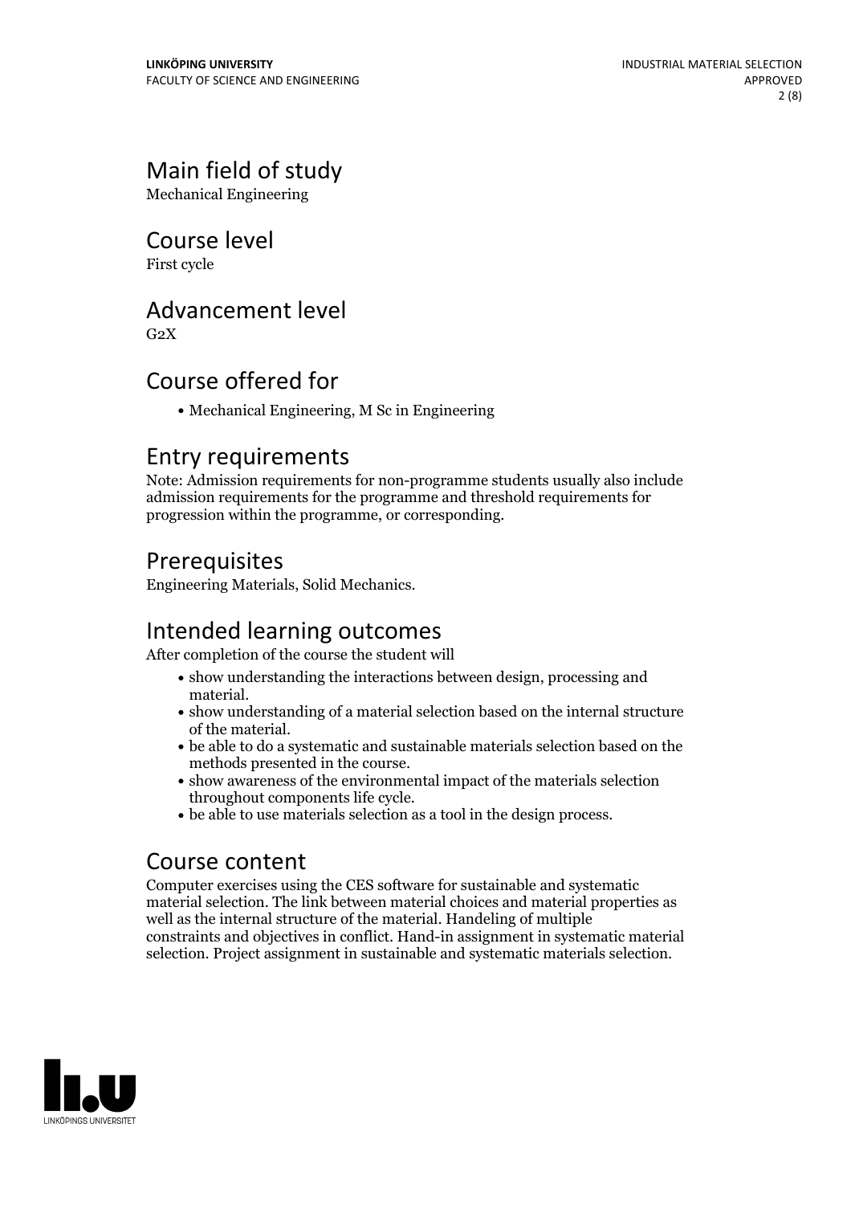## Main field of study

Mechanical Engineering

## Course level

First cycle

## Advancement level

G2X

## Course offered for

- Mechanical Engineering, M Sc in Engineering

## Entry requirements

Note: Admission requirements for non-programme students usually also include admission requirements for the programme and threshold requirements for progression within the programme, or corresponding.

## Prerequisites

Engineering Materials, Solid Mechanics.

## Intended learning outcomes

After completion of the course the student will

- show understanding the interactions between design, processing and material.
- show understanding of a material selection based on the internal structure of the material.
- be able to do a systematic and sustainable materials selection based on the methods presented in the course.
- show awareness of the environmental impact of the materials selection throughout components life cycle.
- be able to use materials selection as a tool in the design process.

## Course content

Computer exercises using the CES software for sustainable and systematic material selection. The link between material choices and material properties as well as the internal structure of the material. Handeling of multiple constraints and objectives in conflict. Hand-in assignment in systematic material selection. Project assignment in sustainable and systematic materials selection.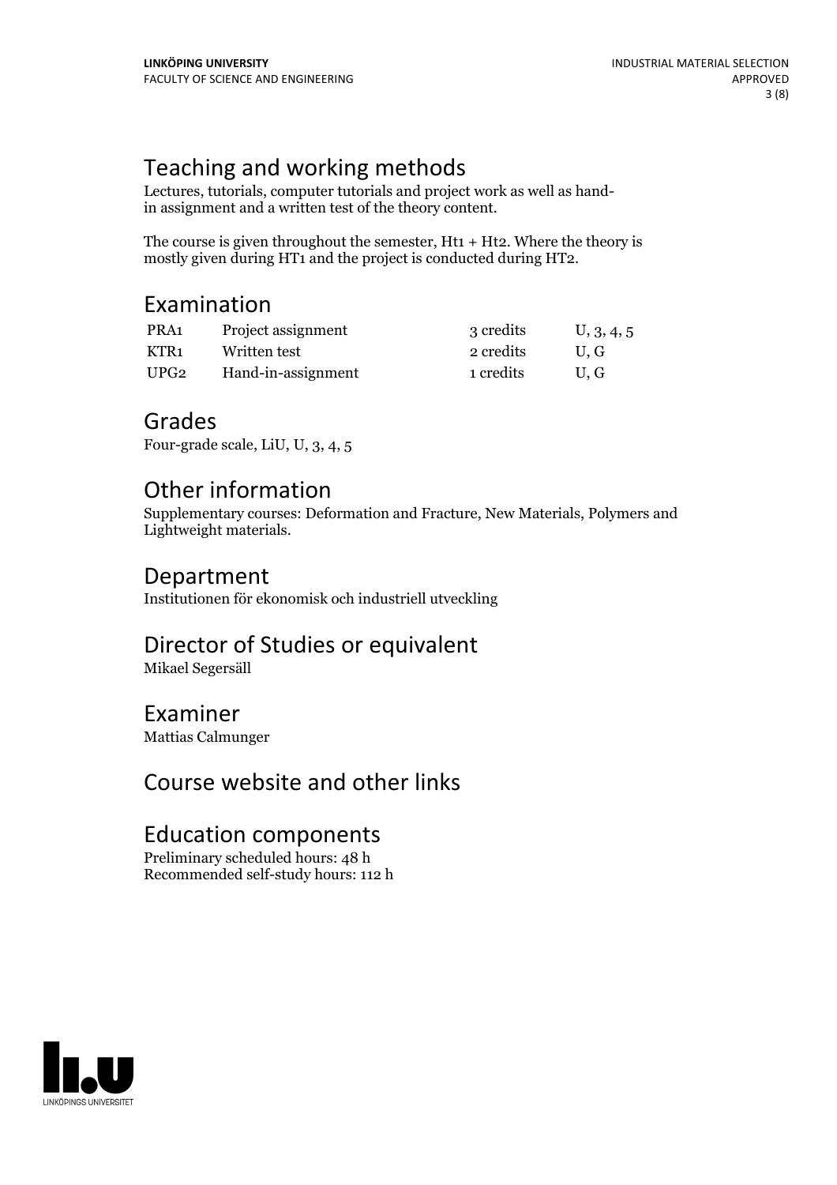## Teaching and working methods

Lectures, tutorials, computer tutorials and project work as well as hand-in assignment and a written test of the theory content.

The course is given throughout the semester, Ht1 + Ht2. Where the theory is mostly given during HT1 and the project is conducted during HT2.

## Examination

| | | | |
|---|---|---|---|
| PRA1 | Project assignment | 3 credits | U, 3, 4, 5 |
| KTR1 | Written test | 2 credits | U, G |
| UPG2 | Hand-in-assignment | 1 credits | U, G |

## Grades

Four-grade scale, LiU, U, 3, 4, 5

## Other information

Supplementary courses: Deformation and Fracture, New Materials, Polymers and Lightweight materials.

## Department

Institutionen för ekonomisk och industriell utveckling

## Director of Studies or equivalent

Mikael Segersäll

## Examiner

Mattias Calmunger

## Course website and other links

## Education components

Preliminary scheduled hours: 48 h
Recommended self-study hours: 112 h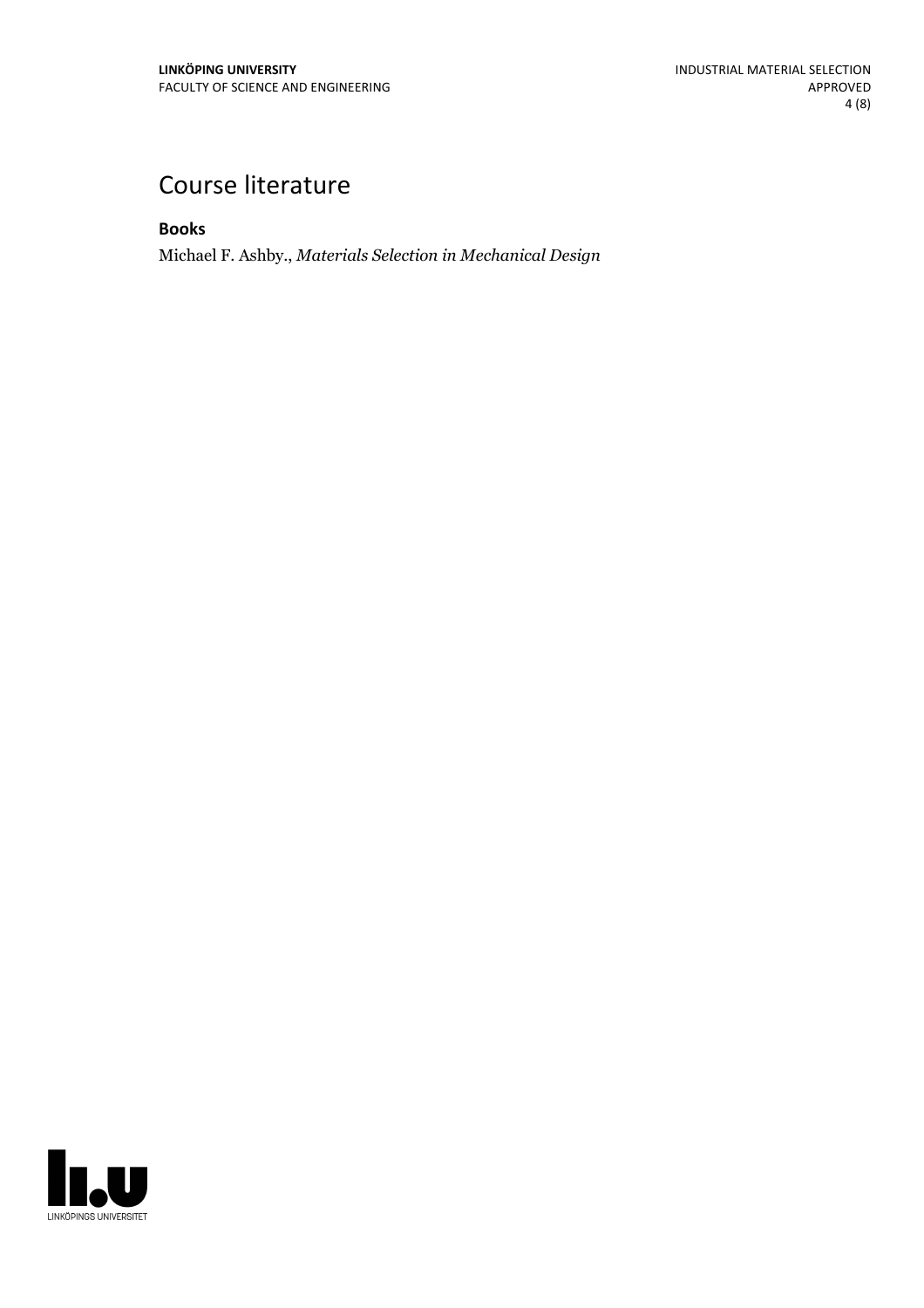# Course literature

**Books**

Michael F. Ashby., *Materials Selection in Mechanical Design*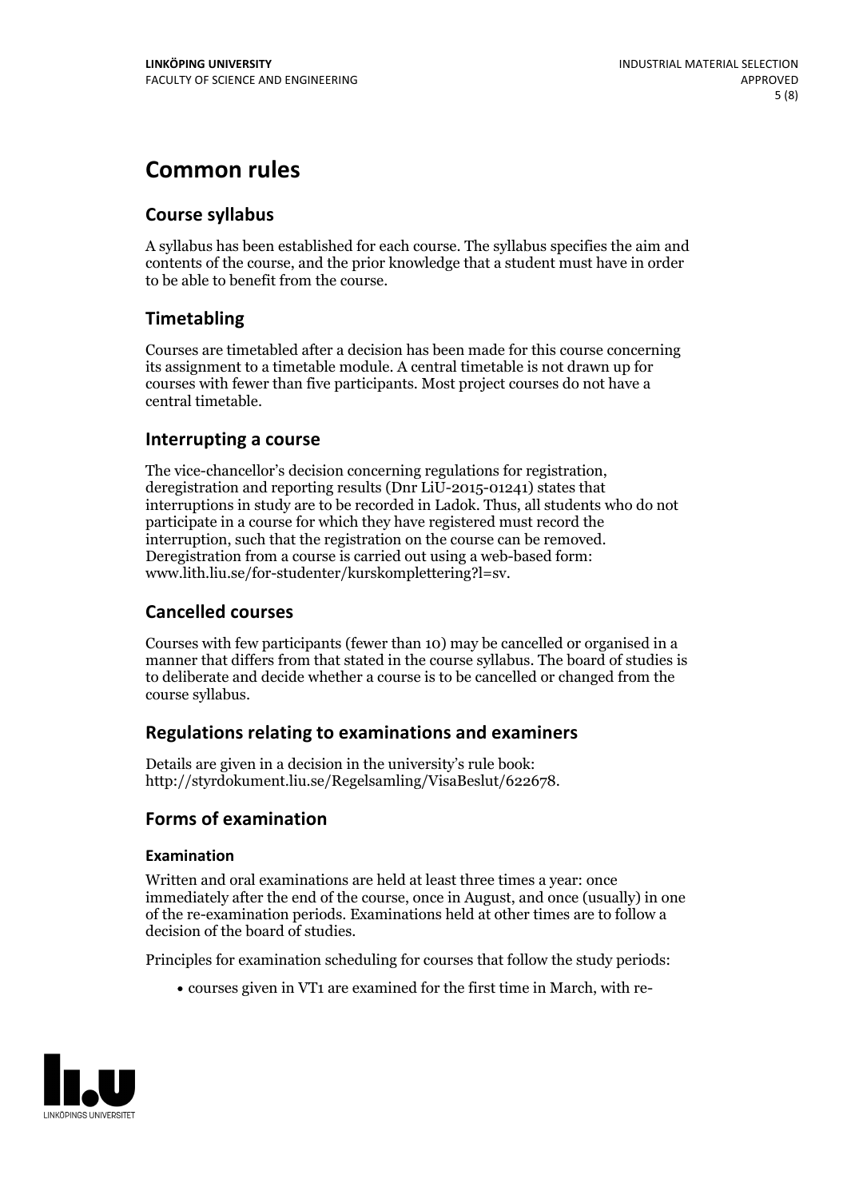# Common rules

## Course syllabus

A syllabus has been established for each course. The syllabus specifies the aim and contents of the course, and the prior knowledge that a student must have in order to be able to benefit from the course.

## Timetabling

Courses are timetabled after a decision has been made for this course concerning its assignment to a timetable module. A central timetable is not drawn up for courses with fewer than five participants. Most project courses do not have a central timetable.

## Interrupting a course

The vice-chancellor's decision concerning regulations for registration, deregistration and reporting results (Dnr LiU-2015-01241) states that interruptions in study are to be recorded in Ladok. Thus, all students who do not participate in a course for which they have registered must record the interruption, such that the registration on the course can be removed. Deregistration from a course is carried out using a web-based form: www.lith.liu.se/for-studenter/kurskomplettering?l=sv.

## Cancelled courses

Courses with few participants (fewer than 10) may be cancelled or organised in a manner that differs from that stated in the course syllabus. The board of studies is to deliberate and decide whether a course is to be cancelled or changed from the course syllabus.

## Regulations relating to examinations and examiners

Details are given in a decision in the university's rule book: http://styrdokument.liu.se/Regelsamling/VisaBeslut/622678.

## Forms of examination

### Examination

Written and oral examinations are held at least three times a year: once immediately after the end of the course, once in August, and once (usually) in one of the re-examination periods. Examinations held at other times are to follow a decision of the board of studies.

Principles for examination scheduling for courses that follow the study periods:

- courses given in VT1 are examined for the first time in March, with re-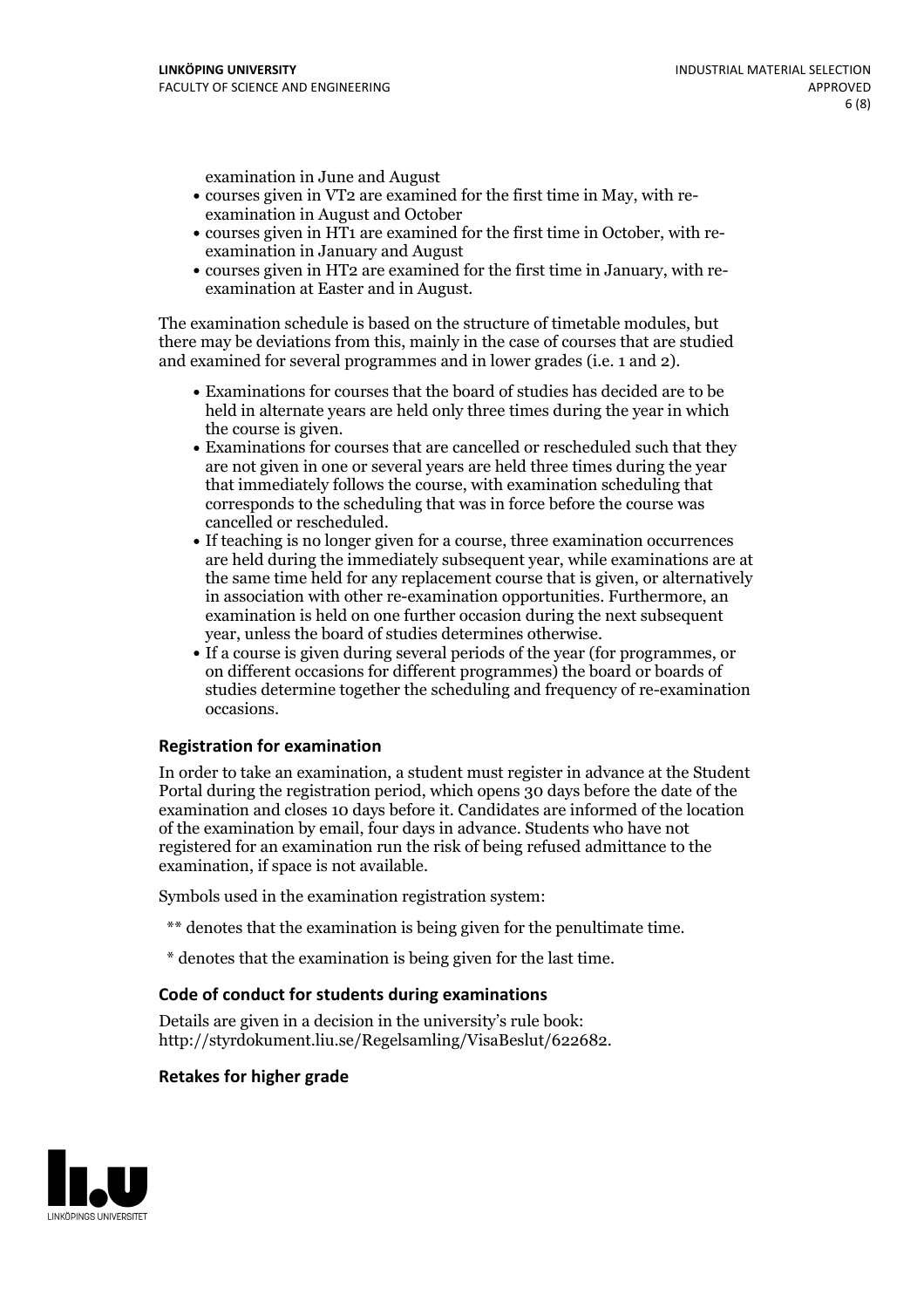examination in June and August

- courses given in VT2 are examined for the first time in May, with re-examination in August and October
- courses given in HT1 are examined for the first time in October, with re-examination in January and August
- courses given in HT2 are examined for the first time in January, with re-examination at Easter and in August.

The examination schedule is based on the structure of timetable modules, but there may be deviations from this, mainly in the case of courses that are studied and examined for several programmes and in lower grades (i.e. 1 and 2).

- Examinations for courses that the board of studies has decided are to be held in alternate years are held only three times during the year in which the course is given.
- Examinations for courses that are cancelled or rescheduled such that they are not given in one or several years are held three times during the year that immediately follows the course, with examination scheduling that corresponds to the scheduling that was in force before the course was cancelled or rescheduled.
- If teaching is no longer given for a course, three examination occurrences are held during the immediately subsequent year, while examinations are at the same time held for any replacement course that is given, or alternatively in association with other re-examination opportunities. Furthermore, an examination is held on one further occasion during the next subsequent year, unless the board of studies determines otherwise.
- If a course is given during several periods of the year (for programmes, or on different occasions for different programmes) the board or boards of studies determine together the scheduling and frequency of re-examination occasions.

### Registration for examination

In order to take an examination, a student must register in advance at the Student Portal during the registration period, which opens 30 days before the date of the examination and closes 10 days before it. Candidates are informed of the location of the examination by email, four days in advance. Students who have not registered for an examination run the risk of being refused admittance to the examination, if space is not available.

Symbols used in the examination registration system:

** denotes that the examination is being given for the penultimate time.

* denotes that the examination is being given for the last time.

### Code of conduct for students during examinations

Details are given in a decision in the university's rule book: http://styrdokument.liu.se/Regelsamling/VisaBeslut/622682.

### Retakes for higher grade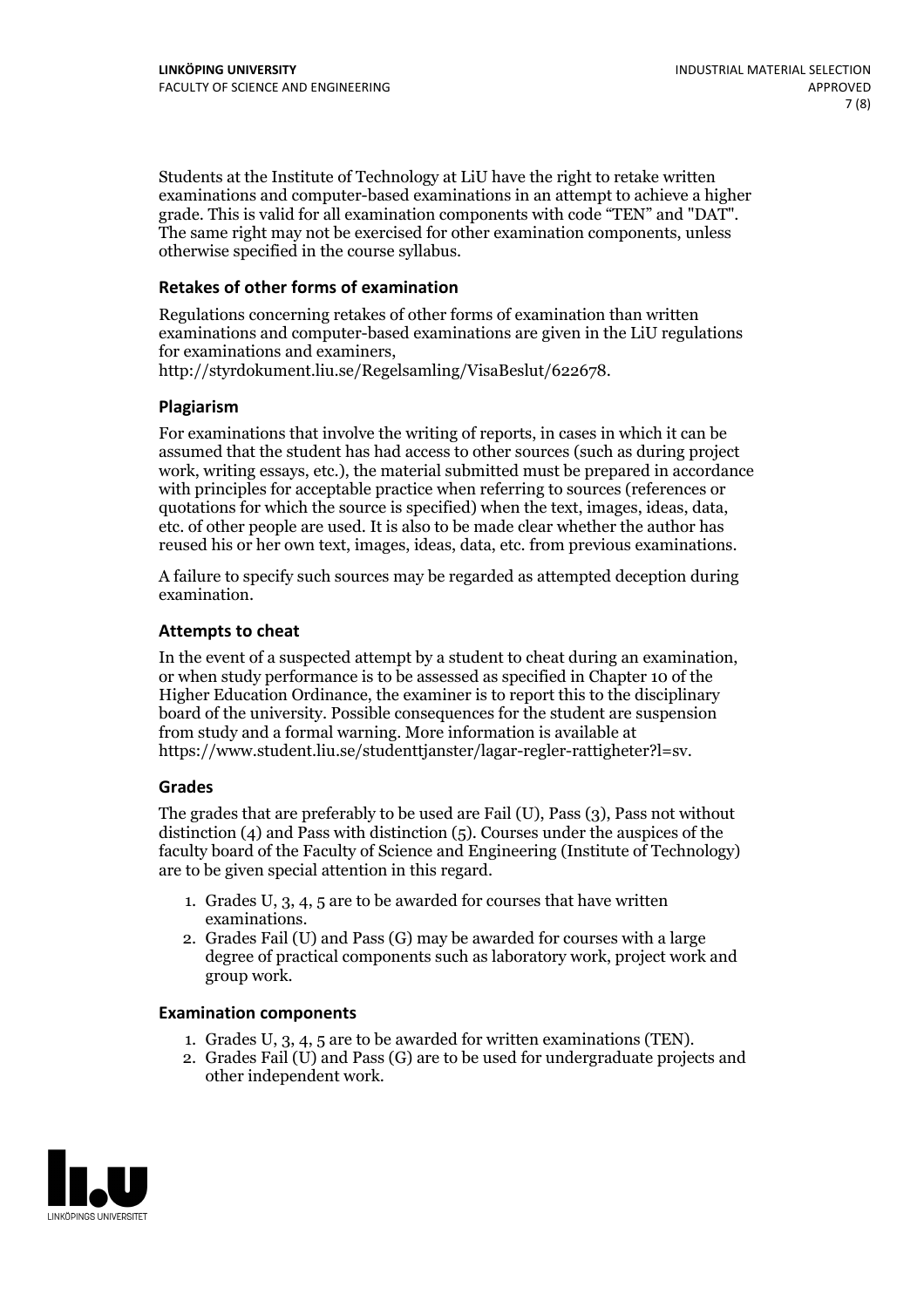Students at the Institute of Technology at LiU have the right to retake written examinations and computer-based examinations in an attempt to achieve a higher grade. This is valid for all examination components with code "TEN" and "DAT". The same right may not be exercised for other examination components, unless otherwise specified in the course syllabus.

### Retakes of other forms of examination

Regulations concerning retakes of other forms of examination than written examinations and computer-based examinations are given in the LiU regulations for examinations and examiners, http://styrdokument.liu.se/Regelsamling/VisaBeslut/622678.

### Plagiarism

For examinations that involve the writing of reports, in cases in which it can be assumed that the student has had access to other sources (such as during project work, writing essays, etc.), the material submitted must be prepared in accordance with principles for acceptable practice when referring to sources (references or quotations for which the source is specified) when the text, images, ideas, data, etc. of other people are used. It is also to be made clear whether the author has reused his or her own text, images, ideas, data, etc. from previous examinations.

A failure to specify such sources may be regarded as attempted deception during examination.

### Attempts to cheat

In the event of a suspected attempt by a student to cheat during an examination, or when study performance is to be assessed as specified in Chapter 10 of the Higher Education Ordinance, the examiner is to report this to the disciplinary board of the university. Possible consequences for the student are suspension from study and a formal warning. More information is available at https://www.student.liu.se/studenttjanster/lagar-regler-rattigheter?l=sv.

### Grades

The grades that are preferably to be used are Fail (U), Pass (3), Pass not without distinction (4) and Pass with distinction (5). Courses under the auspices of the faculty board of the Faculty of Science and Engineering (Institute of Technology) are to be given special attention in this regard.

1. Grades U, 3, 4, 5 are to be awarded for courses that have written examinations.
2. Grades Fail (U) and Pass (G) may be awarded for courses with a large degree of practical components such as laboratory work, project work and group work.

### Examination components

1. Grades U, 3, 4, 5 are to be awarded for written examinations (TEN).
2. Grades Fail (U) and Pass (G) are to be used for undergraduate projects and other independent work.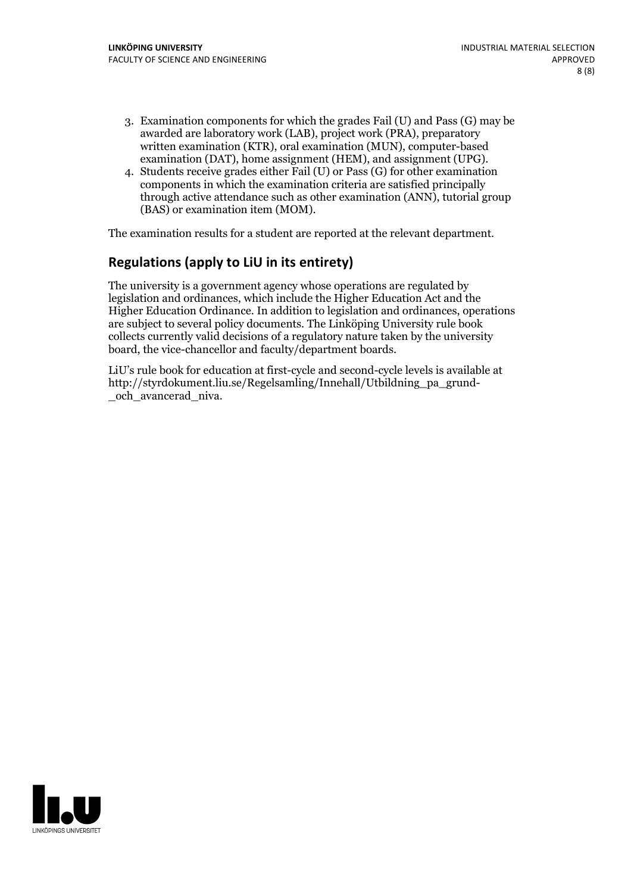3. Examination components for which the grades Fail (U) and Pass (G) may be awarded are laboratory work (LAB), project work (PRA), preparatory written examination (KTR), oral examination (MUN), computer-based examination (DAT), home assignment (HEM), and assignment (UPG).
4. Students receive grades either Fail (U) or Pass (G) for other examination components in which the examination criteria are satisfied principally through active attendance such as other examination (ANN), tutorial group (BAS) or examination item (MOM).

The examination results for a student are reported at the relevant department.

## Regulations (apply to LiU in its entirety)

The university is a government agency whose operations are regulated by legislation and ordinances, which include the Higher Education Act and the Higher Education Ordinance. In addition to legislation and ordinances, operations are subject to several policy documents. The Linköping University rule book collects currently valid decisions of a regulatory nature taken by the university board, the vice-chancellor and faculty/department boards.

LiU's rule book for education at first-cycle and second-cycle levels is available at http://styrdokument.liu.se/Regelsamling/Innehall/Utbildning_pa_grund-_och_avancerad_niva.